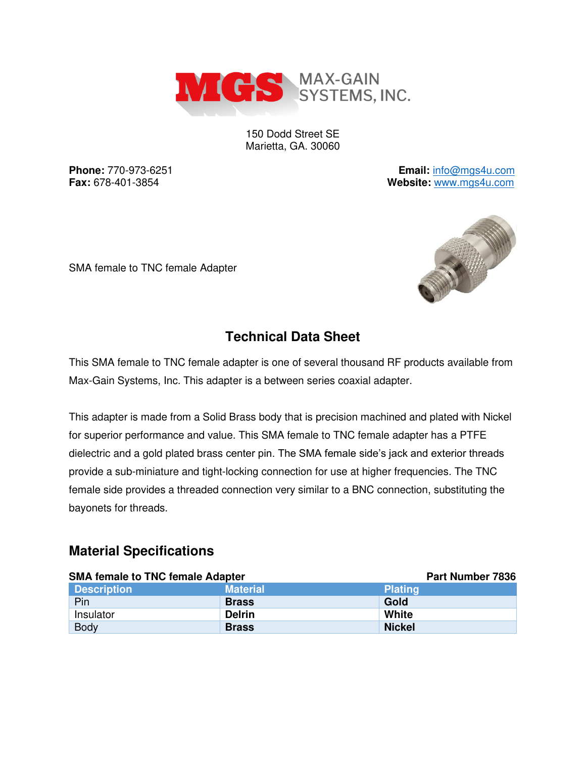MAX-GAIN SYSTEMS, INC.

150 Dodd Street SE
Marietta, GA. 30060

**Phone:** 770-973-6251
**Fax:** 678-401-3854

**Email:** info@mgs4u.com
**Website:** www.mgs4u.com

SMA female to TNC female Adapter

## Technical Data Sheet

This SMA female to TNC female adapter is one of several thousand RF products available from Max-Gain Systems, Inc. This adapter is a between series coaxial adapter.

This adapter is made from a Solid Brass body that is precision machined and plated with Nickel for superior performance and value. This SMA female to TNC female adapter has a PTFE dielectric and a gold plated brass center pin. The SMA female side's jack and exterior threads provide a sub-miniature and tight-locking connection for use at higher frequencies. The TNC female side provides a threaded connection very similar to a BNC connection, substituting the bayonets for threads.

## Material Specifications

**SMA female to TNC female Adapter** **Part Number 7836**

| Description | Material | Plating |
| --- | --- | --- |
| Pin | **Brass** | **Gold** |
| Insulator | **Delrin** | **White** |
| Body | **Brass** | **Nickel** |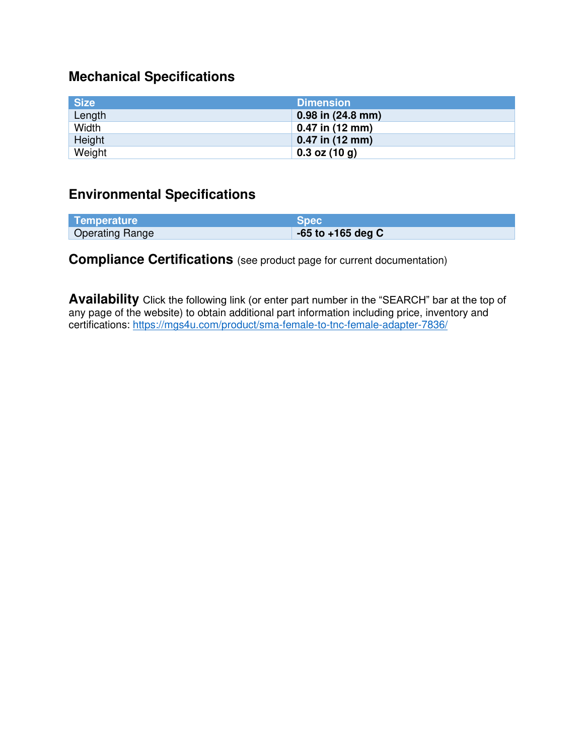## Mechanical Specifications

| Size | Dimension |
| --- | --- |
| Length | **0.98 in (24.8 mm)** |
| Width | **0.47 in (12 mm)** |
| Height | **0.47 in (12 mm)** |
| Weight | **0.3 oz (10 g)** |

## Environmental Specifications

| Temperature | Spec |
| --- | --- |
| Operating Range | **-65 to +165 deg C** |

**Compliance Certifications** (see product page for current documentation)

**Availability** Click the following link (or enter part number in the "SEARCH" bar at the top of any page of the website) to obtain additional part information including price, inventory and certifications: https://mgs4u.com/product/sma-female-to-tnc-female-adapter-7836/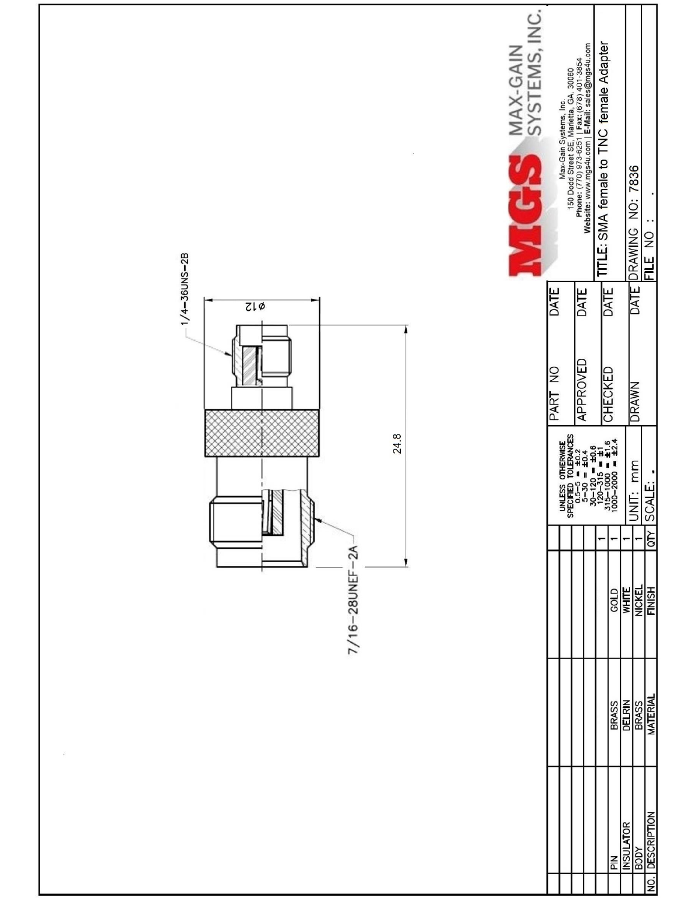1/4−36UNS−2B

ø12

24.8

7/16−28UNEF−2A

| NO. | DESCRIPTION | MATERIAL | FINISH | QTY |
|---|---|---|---|---|
| | PIN | BRASS | GOLD | 1 |
| | INSULATOR | DELRIN | WHITE | 1 |
| | BODY | BRASS | NICKEL | 1 |

UNLESS OTHERWISE SPECIFIED TOLERANCES
0.5−5 = ±0.2
5−30 = ±0.4
30−120 = ±0.6
120−315 = ±1
315−1000 = ±1.6
1000−2000 = ±2.4

UNIT: mm

SCALE: .

| | |
|---|---|
| PART NO | DATE |
| APPROVED | DATE |
| CHECKED | DATE |
| DRAWN | DATE |

MGS MAX-GAIN SYSTEMS, INC.

Max-Gain Systems, Inc.
150 Dodd Street SE, Marietta, GA 30060
Phone: (770) 973-6251 | Fax: (678) 401-3854
Website: www.mgs4u.com | E-Mail: sales@mgs4u.com

TITLE: SMA female to TNC female Adapter

DRAWING NO: 7836

FILE NO : .